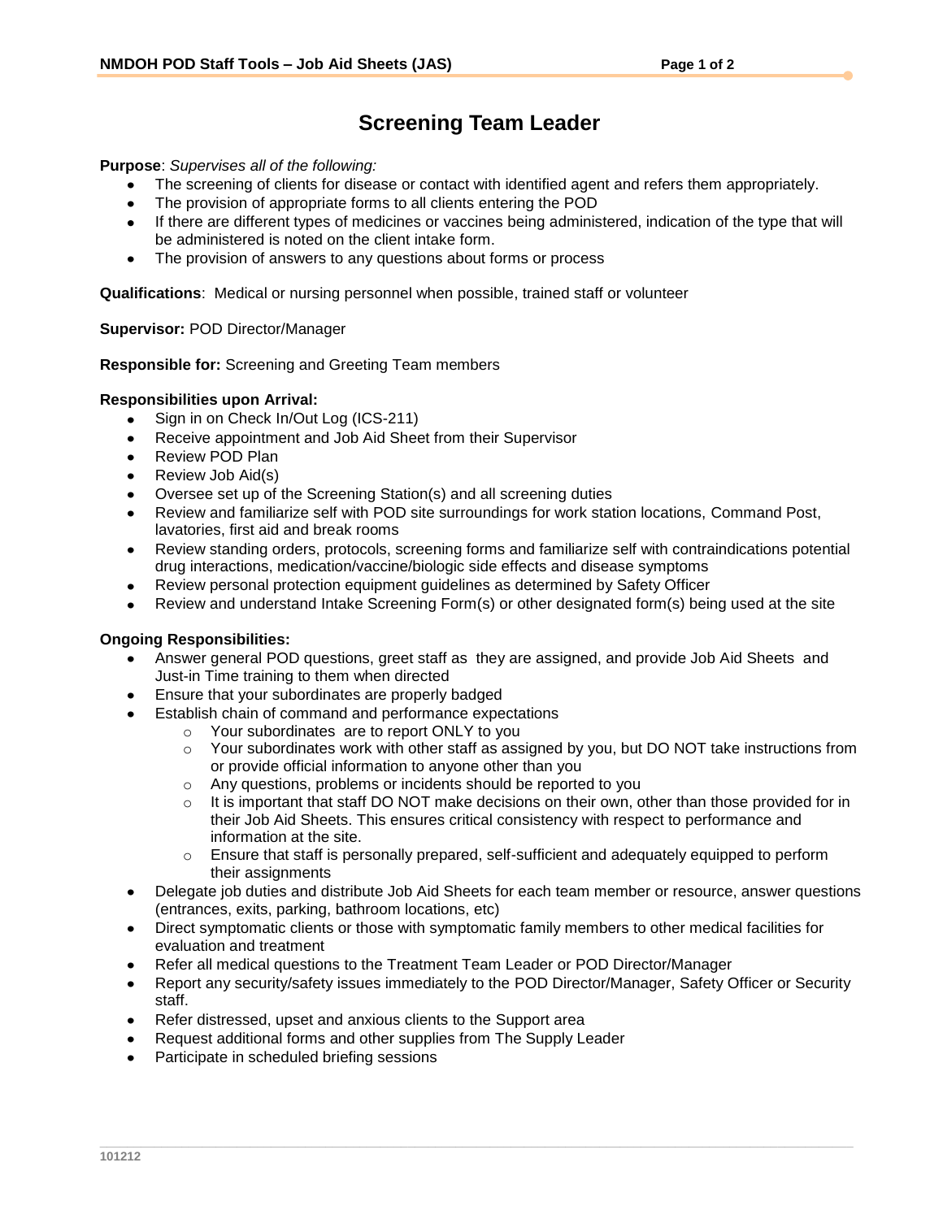# Screening Team Leader

**Purpose**: *Supervises all of the following:*

- The screening of clients for disease or contact with identified agent and refers them appropriately.
- The provision of appropriate forms to all clients entering the POD
- If there are different types of medicines or vaccines being administered, indication of the type that will be administered is noted on the client intake form.
- The provision of answers to any questions about forms or process

**Qualifications**: Medical or nursing personnel when possible, trained staff or volunteer

**Supervisor:** POD Director/Manager

**Responsible for:** Screening and Greeting Team members

**Responsibilities upon Arrival:**

- Sign in on Check In/Out Log (ICS-211)
- Receive appointment and Job Aid Sheet from their Supervisor
- Review POD Plan
- Review Job Aid(s)
- Oversee set up of the Screening Station(s) and all screening duties
- Review and familiarize self with POD site surroundings for work station locations, Command Post, lavatories, first aid and break rooms
- Review standing orders, protocols, screening forms and familiarize self with contraindications potential drug interactions, medication/vaccine/biologic side effects and disease symptoms
- Review personal protection equipment guidelines as determined by Safety Officer
- Review and understand Intake Screening Form(s) or other designated form(s) being used at the site

**Ongoing Responsibilities:**

- Answer general POD questions, greet staff as they are assigned, and provide Job Aid Sheets and Just-in Time training to them when directed
- Ensure that your subordinates are properly badged
- Establish chain of command and performance expectations
  - Your subordinates are to report ONLY to you
  - Your subordinates work with other staff as assigned by you, but DO NOT take instructions from or provide official information to anyone other than you
  - Any questions, problems or incidents should be reported to you
  - It is important that staff DO NOT make decisions on their own, other than those provided for in their Job Aid Sheets. This ensures critical consistency with respect to performance and information at the site.
  - Ensure that staff is personally prepared, self-sufficient and adequately equipped to perform their assignments
- Delegate job duties and distribute Job Aid Sheets for each team member or resource, answer questions (entrances, exits, parking, bathroom locations, etc)
- Direct symptomatic clients or those with symptomatic family members to other medical facilities for evaluation and treatment
- Refer all medical questions to the Treatment Team Leader or POD Director/Manager
- Report any security/safety issues immediately to the POD Director/Manager, Safety Officer or Security staff.
- Refer distressed, upset and anxious clients to the Support area
- Request additional forms and other supplies from The Supply Leader
- Participate in scheduled briefing sessions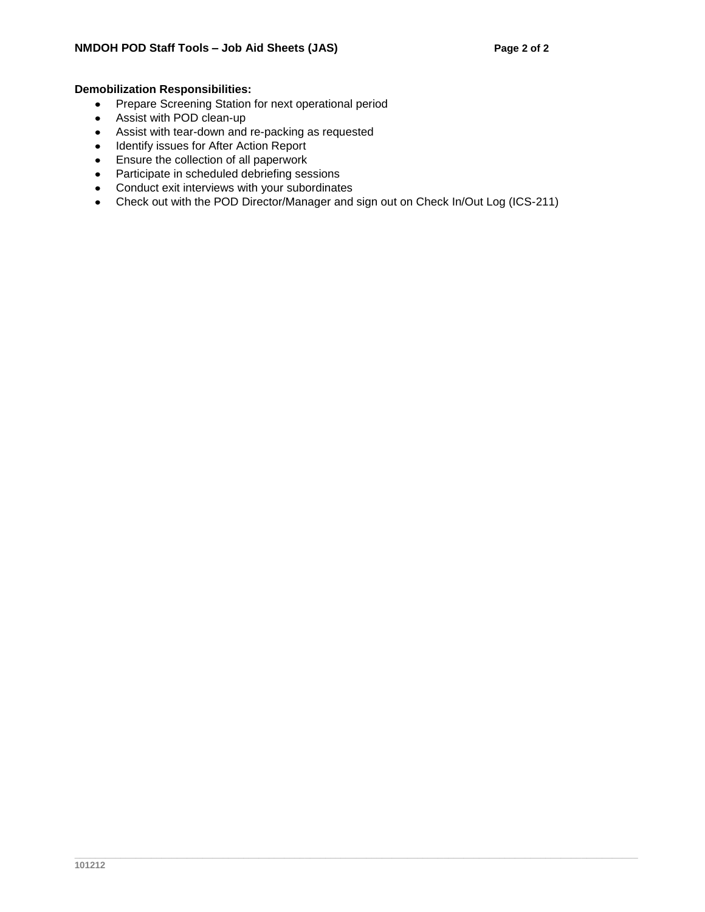**Demobilization Responsibilities:**

- Prepare Screening Station for next operational period
- Assist with POD clean-up
- Assist with tear-down and re-packing as requested
- Identify issues for After Action Report
- Ensure the collection of all paperwork
- Participate in scheduled debriefing sessions
- Conduct exit interviews with your subordinates
- Check out with the POD Director/Manager and sign out on Check In/Out Log (ICS-211)